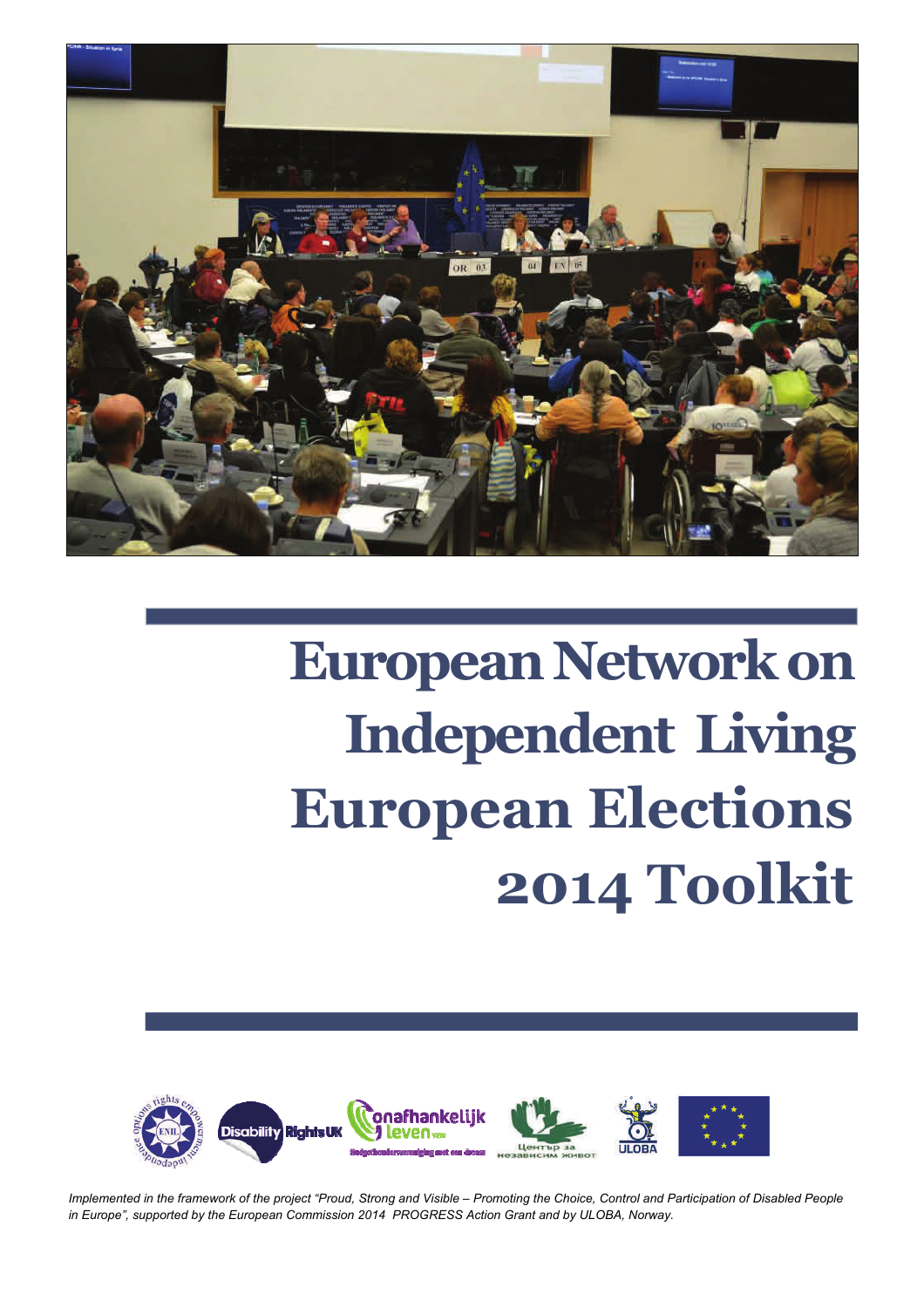# European Network on Independent Living European Elections 2014 Toolkit

*Implemented in the framework of the project "Proud, Strong and Visible – Promoting the Choice, Control and Participation of Disabled People in Europe", supported by the European Commission 2014 PROGRESS Action Grant and by ULOBA, Norway.*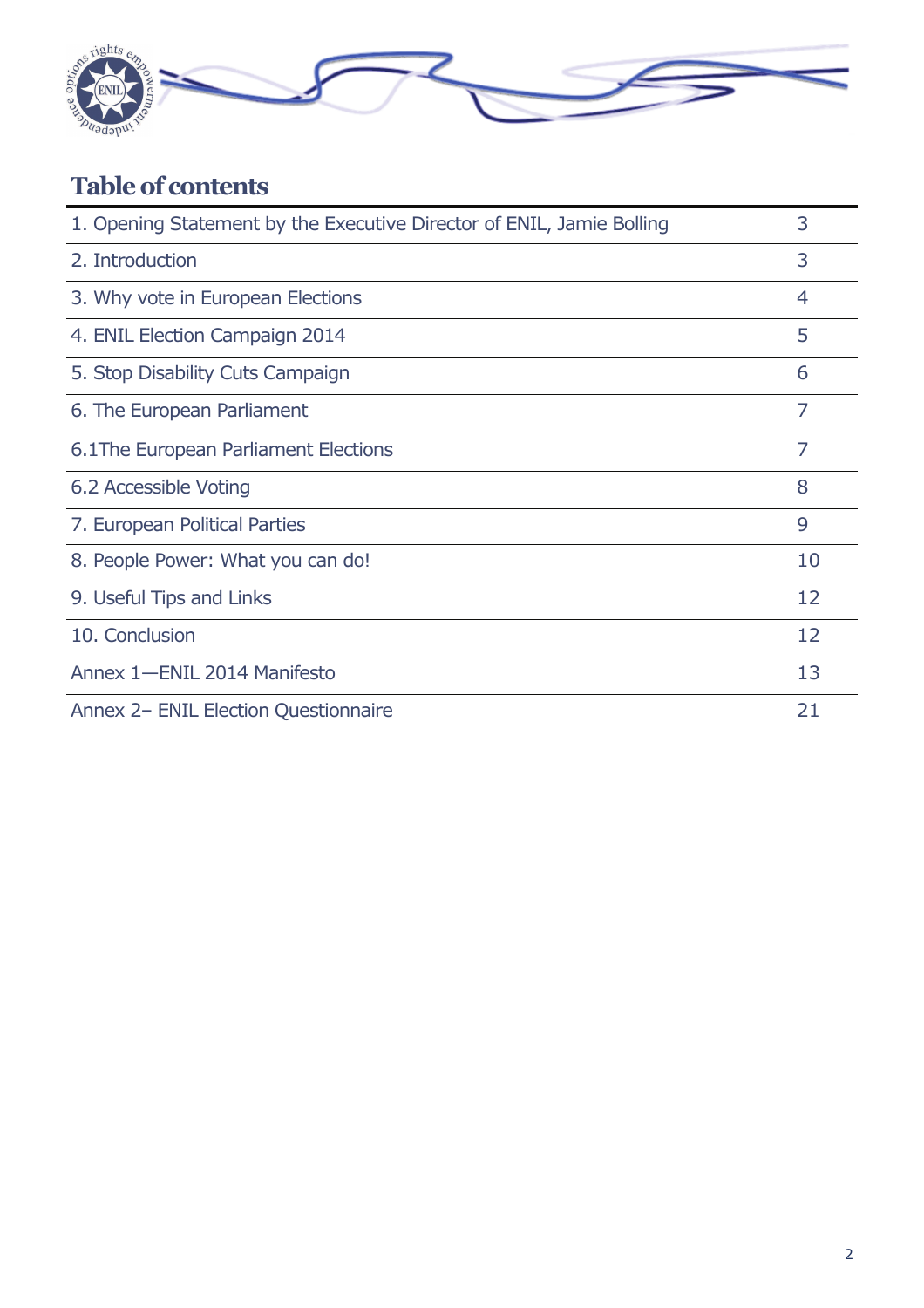## Table of contents

| | |
|---|---|
| 1. Opening Statement by the Executive Director of ENIL, Jamie Bolling | 3 |
| 2. Introduction | 3 |
| 3. Why vote in European Elections | 4 |
| 4. ENIL Election Campaign 2014 | 5 |
| 5. Stop Disability Cuts Campaign | 6 |
| 6. The European Parliament | 7 |
| 6.1The European Parliament Elections | 7 |
| 6.2 Accessible Voting | 8 |
| 7. European Political Parties | 9 |
| 8. People Power: What you can do! | 10 |
| 9. Useful Tips and Links | 12 |
| 10. Conclusion | 12 |
| Annex 1—ENIL 2014 Manifesto | 13 |
| Annex 2– ENIL Election Questionnaire | 21 |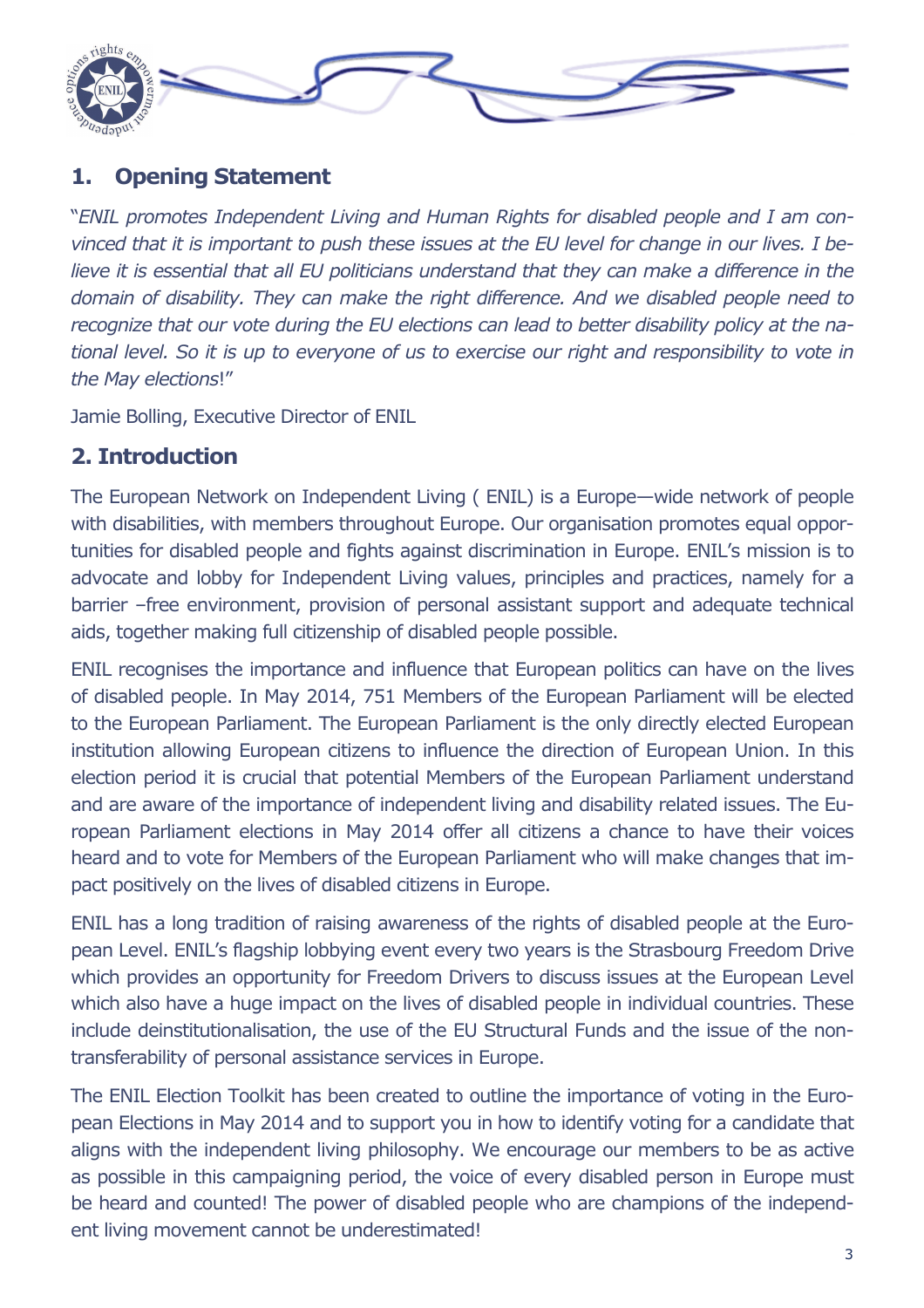## 1. Opening Statement

"*ENIL promotes Independent Living and Human Rights for disabled people and I am convinced that it is important to push these issues at the EU level for change in our lives. I believe it is essential that all EU politicians understand that they can make a difference in the domain of disability. They can make the right difference. And we disabled people need to recognize that our vote during the EU elections can lead to better disability policy at the national level. So it is up to everyone of us to exercise our right and responsibility to vote in the May elections*!"

Jamie Bolling, Executive Director of ENIL

## 2. Introduction

The European Network on Independent Living ( ENIL) is a Europe—wide network of people with disabilities, with members throughout Europe. Our organisation promotes equal opportunities for disabled people and fights against discrimination in Europe. ENIL's mission is to advocate and lobby for Independent Living values, principles and practices, namely for a barrier –free environment, provision of personal assistant support and adequate technical aids, together making full citizenship of disabled people possible.

ENIL recognises the importance and influence that European politics can have on the lives of disabled people. In May 2014, 751 Members of the European Parliament will be elected to the European Parliament. The European Parliament is the only directly elected European institution allowing European citizens to influence the direction of European Union. In this election period it is crucial that potential Members of the European Parliament understand and are aware of the importance of independent living and disability related issues. The European Parliament elections in May 2014 offer all citizens a chance to have their voices heard and to vote for Members of the European Parliament who will make changes that impact positively on the lives of disabled citizens in Europe.

ENIL has a long tradition of raising awareness of the rights of disabled people at the European Level. ENIL's flagship lobbying event every two years is the Strasbourg Freedom Drive which provides an opportunity for Freedom Drivers to discuss issues at the European Level which also have a huge impact on the lives of disabled people in individual countries. These include deinstitutionalisation, the use of the EU Structural Funds and the issue of the non-transferability of personal assistance services in Europe.

The ENIL Election Toolkit has been created to outline the importance of voting in the European Elections in May 2014 and to support you in how to identify voting for a candidate that aligns with the independent living philosophy. We encourage our members to be as active as possible in this campaigning period, the voice of every disabled person in Europe must be heard and counted! The power of disabled people who are champions of the independent living movement cannot be underestimated!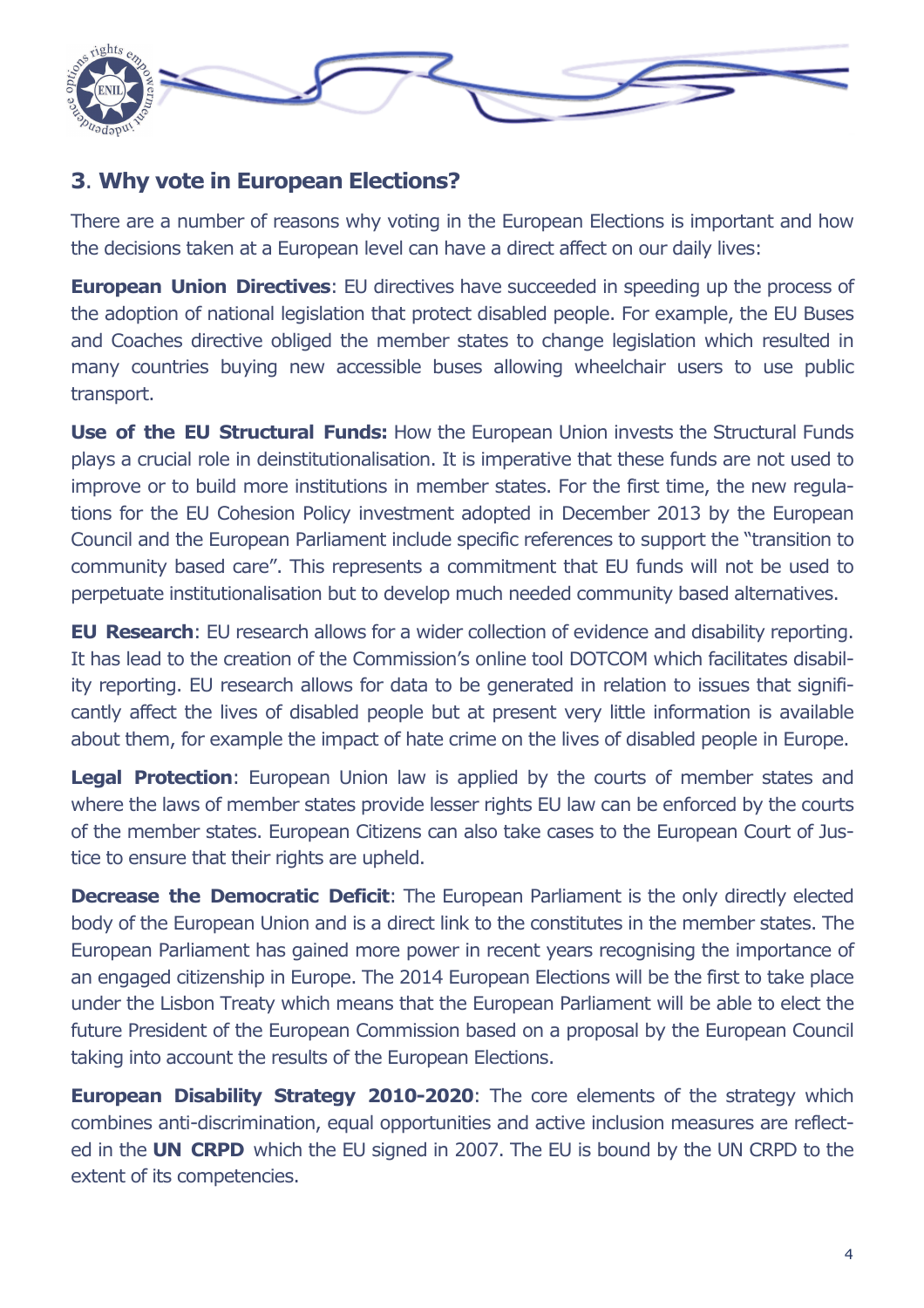## 3. Why vote in European Elections?

There are a number of reasons why voting in the European Elections is important and how the decisions taken at a European level can have a direct affect on our daily lives:

**European Union Directives**: EU directives have succeeded in speeding up the process of the adoption of national legislation that protect disabled people. For example, the EU Buses and Coaches directive obliged the member states to change legislation which resulted in many countries buying new accessible buses allowing wheelchair users to use public transport.

**Use of the EU Structural Funds:** How the European Union invests the Structural Funds plays a crucial role in deinstitutionalisation. It is imperative that these funds are not used to improve or to build more institutions in member states. For the first time, the new regulations for the EU Cohesion Policy investment adopted in December 2013 by the European Council and the European Parliament include specific references to support the "transition to community based care". This represents a commitment that EU funds will not be used to perpetuate institutionalisation but to develop much needed community based alternatives.

**EU Research**: EU research allows for a wider collection of evidence and disability reporting. It has lead to the creation of the Commission's online tool DOTCOM which facilitates disability reporting. EU research allows for data to be generated in relation to issues that significantly affect the lives of disabled people but at present very little information is available about them, for example the impact of hate crime on the lives of disabled people in Europe.

**Legal Protection**: European Union law is applied by the courts of member states and where the laws of member states provide lesser rights EU law can be enforced by the courts of the member states. European Citizens can also take cases to the European Court of Justice to ensure that their rights are upheld.

**Decrease the Democratic Deficit**: The European Parliament is the only directly elected body of the European Union and is a direct link to the constitutes in the member states. The European Parliament has gained more power in recent years recognising the importance of an engaged citizenship in Europe. The 2014 European Elections will be the first to take place under the Lisbon Treaty which means that the European Parliament will be able to elect the future President of the European Commission based on a proposal by the European Council taking into account the results of the European Elections.

**European Disability Strategy 2010-2020**: The core elements of the strategy which combines anti-discrimination, equal opportunities and active inclusion measures are reflected in the **UN CRPD** which the EU signed in 2007. The EU is bound by the UN CRPD to the extent of its competencies.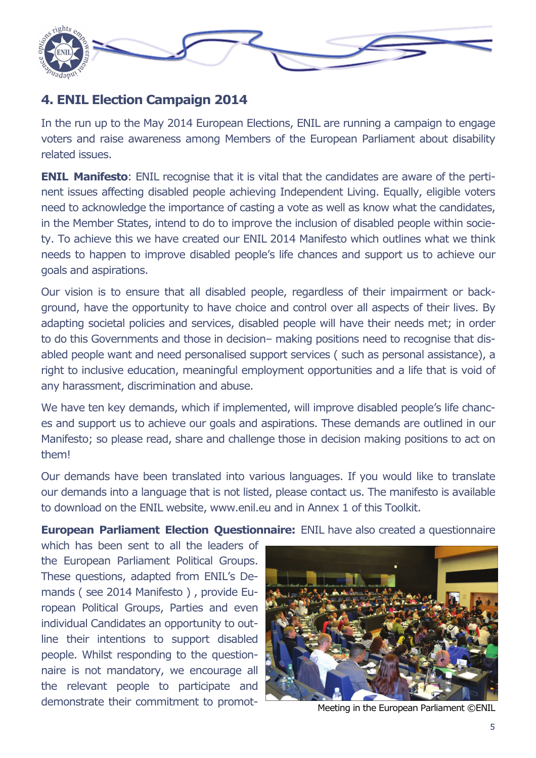## 4. ENIL Election Campaign 2014

In the run up to the May 2014 European Elections, ENIL are running a campaign to engage voters and raise awareness among Members of the European Parliament about disability related issues.

**ENIL Manifesto**: ENIL recognise that it is vital that the candidates are aware of the pertinent issues affecting disabled people achieving Independent Living. Equally, eligible voters need to acknowledge the importance of casting a vote as well as know what the candidates, in the Member States, intend to do to improve the inclusion of disabled people within society. To achieve this we have created our ENIL 2014 Manifesto which outlines what we think needs to happen to improve disabled people's life chances and support us to achieve our goals and aspirations.

Our vision is to ensure that all disabled people, regardless of their impairment or background, have the opportunity to have choice and control over all aspects of their lives. By adapting societal policies and services, disabled people will have their needs met; in order to do this Governments and those in decision– making positions need to recognise that disabled people want and need personalised support services ( such as personal assistance), a right to inclusive education, meaningful employment opportunities and a life that is void of any harassment, discrimination and abuse.

We have ten key demands, which if implemented, will improve disabled people's life chances and support us to achieve our goals and aspirations. These demands are outlined in our Manifesto; so please read, share and challenge those in decision making positions to act on them!

Our demands have been translated into various languages. If you would like to translate our demands into a language that is not listed, please contact us. The manifesto is available to download on the ENIL website, www.enil.eu and in Annex 1 of this Toolkit.

**European Parliament Election Questionnaire:** ENIL have also created a questionnaire which has been sent to all the leaders of the European Parliament Political Groups. These questions, adapted from ENIL's Demands ( see 2014 Manifesto ) , provide European Political Groups, Parties and even individual Candidates an opportunity to outline their intentions to support disabled people. Whilst responding to the questionnaire is not mandatory, we encourage all the relevant people to participate and demonstrate their commitment to promot-

Meeting in the European Parliament ©ENIL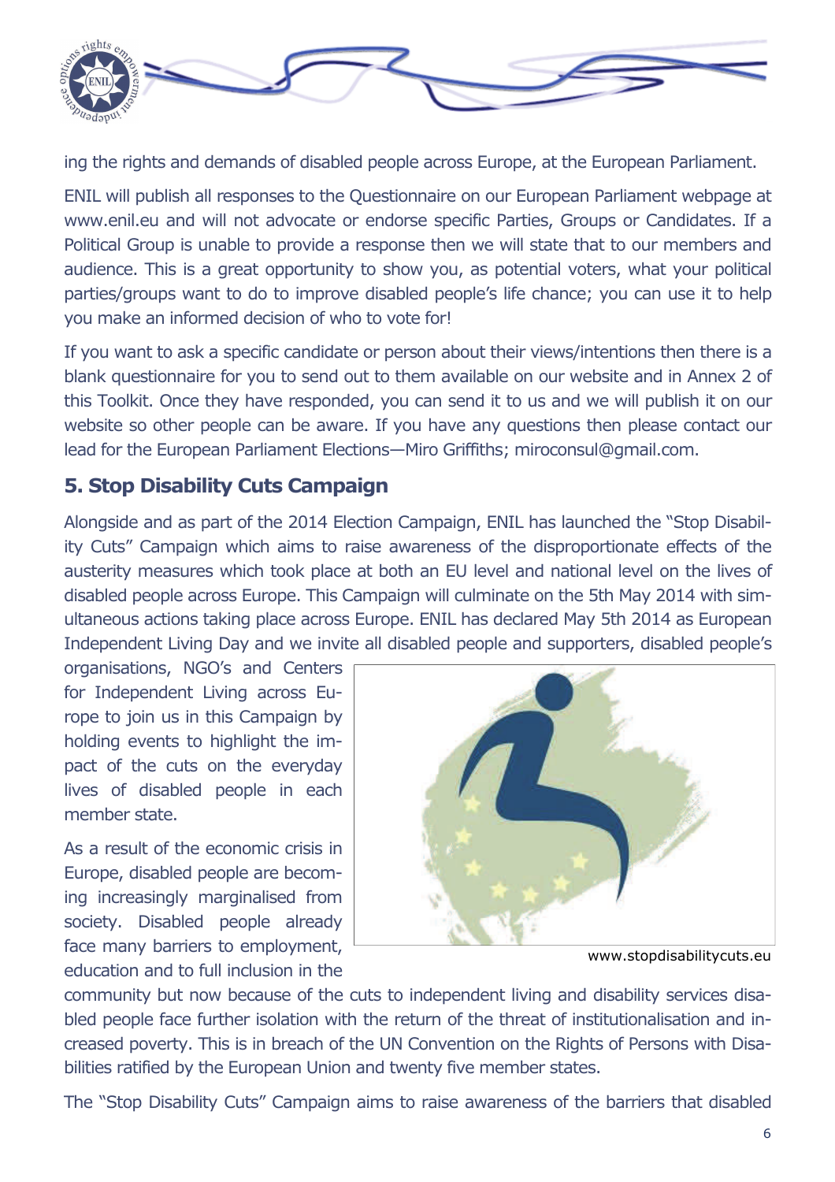ing the rights and demands of disabled people across Europe, at the European Parliament.

ENIL will publish all responses to the Questionnaire on our European Parliament webpage at www.enil.eu and will not advocate or endorse specific Parties, Groups or Candidates. If a Political Group is unable to provide a response then we will state that to our members and audience. This is a great opportunity to show you, as potential voters, what your political parties/groups want to do to improve disabled people's life chance; you can use it to help you make an informed decision of who to vote for!

If you want to ask a specific candidate or person about their views/intentions then there is a blank questionnaire for you to send out to them available on our website and in Annex 2 of this Toolkit. Once they have responded, you can send it to us and we will publish it on our website so other people can be aware. If you have any questions then please contact our lead for the European Parliament Elections—Miro Griffiths; miroconsul@gmail.com.

## 5. Stop Disability Cuts Campaign

Alongside and as part of the 2014 Election Campaign, ENIL has launched the "Stop Disability Cuts" Campaign which aims to raise awareness of the disproportionate effects of the austerity measures which took place at both an EU level and national level on the lives of disabled people across Europe. This Campaign will culminate on the 5th May 2014 with simultaneous actions taking place across Europe. ENIL has declared May 5th 2014 as European Independent Living Day and we invite all disabled people and supporters, disabled people's organisations, NGO's and Centers for Independent Living across Europe to join us in this Campaign by holding events to highlight the impact of the cuts on the everyday lives of disabled people in each member state.

www.stopdisabilitycuts.eu

As a result of the economic crisis in Europe, disabled people are becoming increasingly marginalised from society. Disabled people already face many barriers to employment, education and to full inclusion in the community but now because of the cuts to independent living and disability services disabled people face further isolation with the return of the threat of institutionalisation and increased poverty. This is in breach of the UN Convention on the Rights of Persons with Disabilities ratified by the European Union and twenty five member states.

The "Stop Disability Cuts" Campaign aims to raise awareness of the barriers that disabled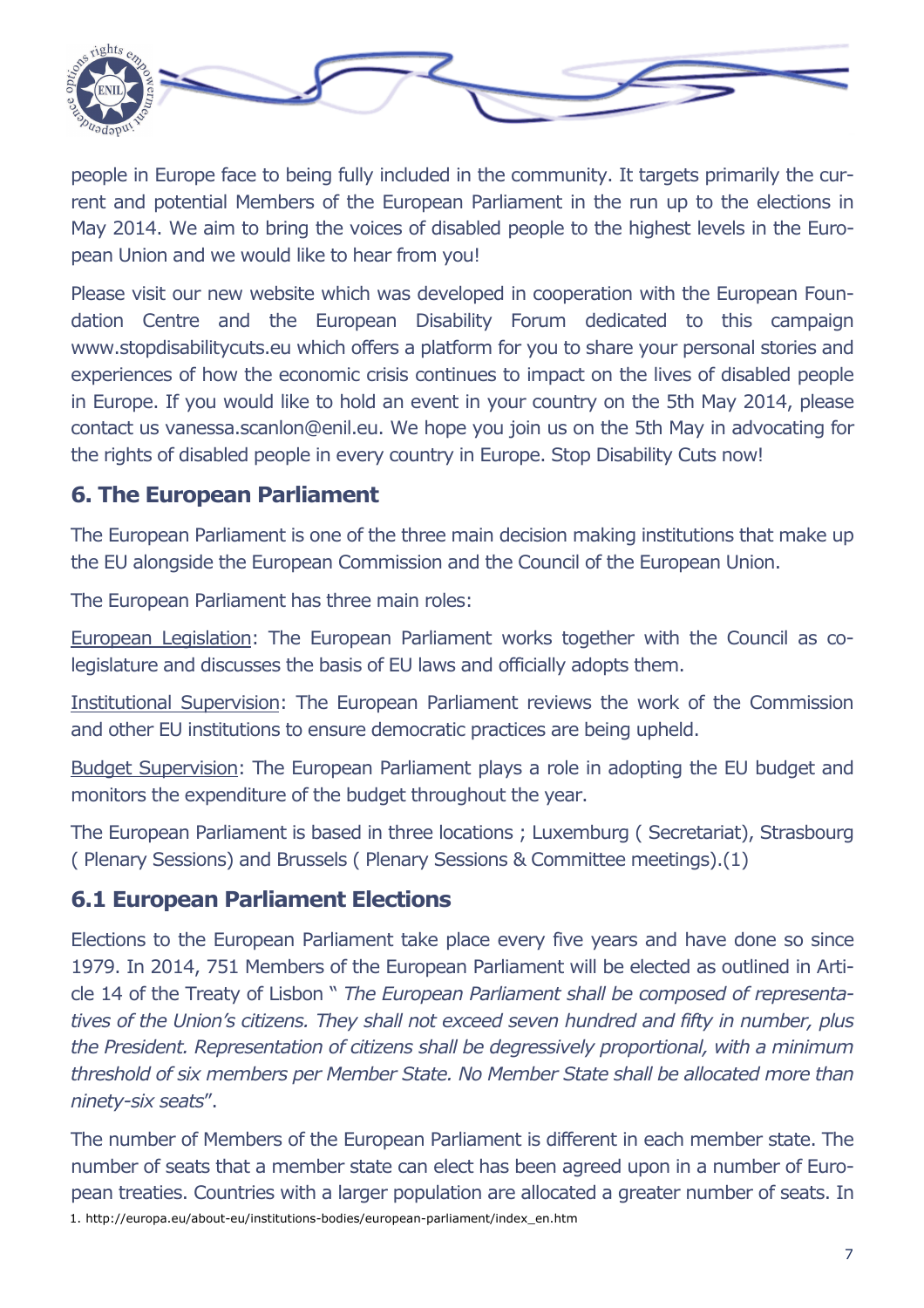people in Europe face to being fully included in the community. It targets primarily the current and potential Members of the European Parliament in the run up to the elections in May 2014. We aim to bring the voices of disabled people to the highest levels in the European Union and we would like to hear from you!

Please visit our new website which was developed in cooperation with the European Foundation Centre and the European Disability Forum dedicated to this campaign www.stopdisabilitycuts.eu which offers a platform for you to share your personal stories and experiences of how the economic crisis continues to impact on the lives of disabled people in Europe. If you would like to hold an event in your country on the 5th May 2014, please contact us vanessa.scanlon@enil.eu. We hope you join us on the 5th May in advocating for the rights of disabled people in every country in Europe. Stop Disability Cuts now!

## 6. The European Parliament

The European Parliament is one of the three main decision making institutions that make up the EU alongside the European Commission and the Council of the European Union.

The European Parliament has three main roles:

European Legislation: The European Parliament works together with the Council as co-legislature and discusses the basis of EU laws and officially adopts them.

Institutional Supervision: The European Parliament reviews the work of the Commission and other EU institutions to ensure democratic practices are being upheld.

Budget Supervision: The European Parliament plays a role in adopting the EU budget and monitors the expenditure of the budget throughout the year.

The European Parliament is based in three locations ; Luxemburg ( Secretariat), Strasbourg ( Plenary Sessions) and Brussels ( Plenary Sessions & Committee meetings).(1)

## 6.1 European Parliament Elections

Elections to the European Parliament take place every five years and have done so since 1979. In 2014, 751 Members of the European Parliament will be elected as outlined in Article 14 of the Treaty of Lisbon " *The European Parliament shall be composed of representatives of the Union's citizens. They shall not exceed seven hundred and fifty in number, plus the President. Representation of citizens shall be degressively proportional, with a minimum threshold of six members per Member State. No Member State shall be allocated more than ninety-six seats*".

The number of Members of the European Parliament is different in each member state. The number of seats that a member state can elect has been agreed upon in a number of European treaties. Countries with a larger population are allocated a greater number of seats. In

1. http://europa.eu/about-eu/institutions-bodies/european-parliament/index_en.htm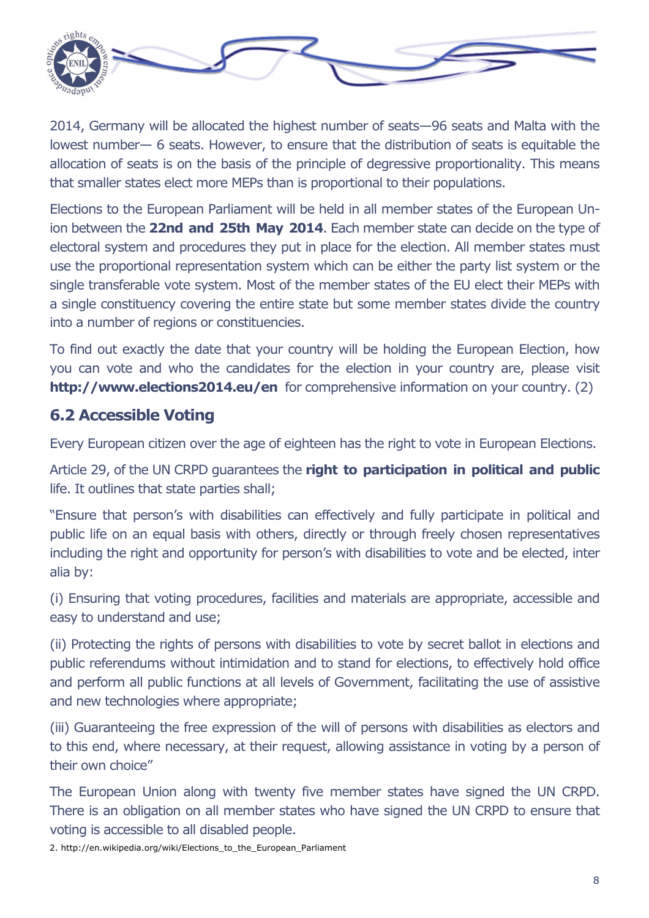2014, Germany will be allocated the highest number of seats—96 seats and Malta with the lowest number— 6 seats. However, to ensure that the distribution of seats is equitable the allocation of seats is on the basis of the principle of degressive proportionality. This means that smaller states elect more MEPs than is proportional to their populations.

Elections to the European Parliament will be held in all member states of the European Union between the **22nd and 25th May 2014**. Each member state can decide on the type of electoral system and procedures they put in place for the election. All member states must use the proportional representation system which can be either the party list system or the single transferable vote system. Most of the member states of the EU elect their MEPs with a single constituency covering the entire state but some member states divide the country into a number of regions or constituencies.

To find out exactly the date that your country will be holding the European Election, how you can vote and who the candidates for the election in your country are, please visit **http://www.elections2014.eu/en** for comprehensive information on your country. (2)

## 6.2 Accessible Voting

Every European citizen over the age of eighteen has the right to vote in European Elections.

Article 29, of the UN CRPD guarantees the **right to participation in political and public** life. It outlines that state parties shall;

"Ensure that person's with disabilities can effectively and fully participate in political and public life on an equal basis with others, directly or through freely chosen representatives including the right and opportunity for person's with disabilities to vote and be elected, inter alia by:

(i) Ensuring that voting procedures, facilities and materials are appropriate, accessible and easy to understand and use;

(ii) Protecting the rights of persons with disabilities to vote by secret ballot in elections and public referendums without intimidation and to stand for elections, to effectively hold office and perform all public functions at all levels of Government, facilitating the use of assistive and new technologies where appropriate;

(iii) Guaranteeing the free expression of the will of persons with disabilities as electors and to this end, where necessary, at their request, allowing assistance in voting by a person of their own choice"

The European Union along with twenty five member states have signed the UN CRPD. There is an obligation on all member states who have signed the UN CRPD to ensure that voting is accessible to all disabled people.

2. http://en.wikipedia.org/wiki/Elections_to_the_European_Parliament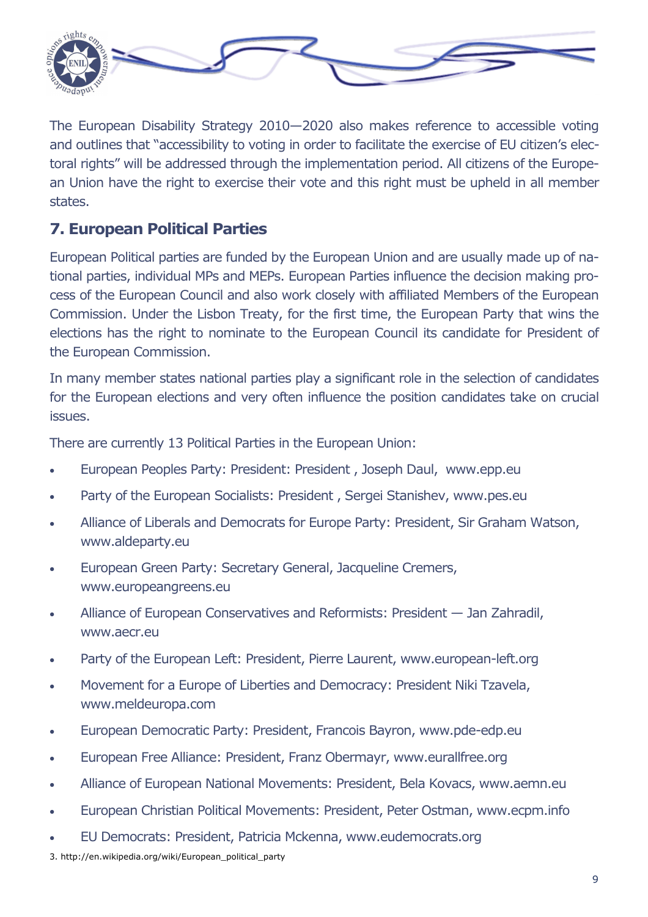The European Disability Strategy 2010—2020 also makes reference to accessible voting and outlines that "accessibility to voting in order to facilitate the exercise of EU citizen's electoral rights" will be addressed through the implementation period. All citizens of the European Union have the right to exercise their vote and this right must be upheld in all member states.

## 7. European Political Parties

European Political parties are funded by the European Union and are usually made up of national parties, individual MPs and MEPs. European Parties influence the decision making process of the European Council and also work closely with affiliated Members of the European Commission. Under the Lisbon Treaty, for the first time, the European Party that wins the elections has the right to nominate to the European Council its candidate for President of the European Commission.

In many member states national parties play a significant role in the selection of candidates for the European elections and very often influence the position candidates take on crucial issues.

There are currently 13 Political Parties in the European Union:

- European Peoples Party: President: President , Joseph Daul,  www.epp.eu
- Party of the European Socialists: President , Sergei Stanishev, www.pes.eu
- Alliance of Liberals and Democrats for Europe Party: President, Sir Graham Watson, www.aldeparty.eu
- European Green Party: Secretary General, Jacqueline Cremers, www.europeangreens.eu
- Alliance of European Conservatives and Reformists: President — Jan Zahradil, www.aecr.eu
- Party of the European Left: President, Pierre Laurent, www.european-left.org
- Movement for a Europe of Liberties and Democracy: President Niki Tzavela, www.meldeuropa.com
- European Democratic Party: President, Francois Bayron, www.pde-edp.eu
- European Free Alliance: President, Franz Obermayr, www.eurallfree.org
- Alliance of European National Movements: President, Bela Kovacs, www.aemn.eu
- European Christian Political Movements: President, Peter Ostman, www.ecpm.info
- EU Democrats: President, Patricia Mckenna, www.eudemocrats.org

3. http://en.wikipedia.org/wiki/European_political_party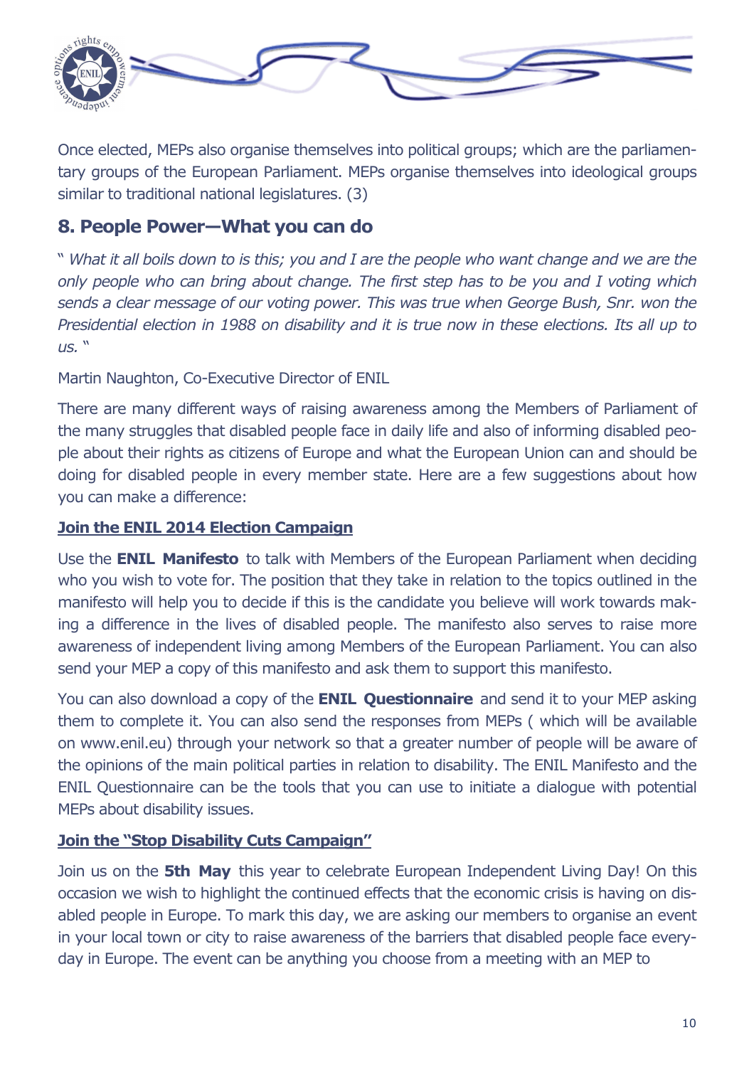Once elected, MEPs also organise themselves into political groups; which are the parliamentary groups of the European Parliament. MEPs organise themselves into ideological groups similar to traditional national legislatures. (3)

## 8. People Power—What you can do

" *What it all boils down to is this; you and I are the people who want change and we are the only people who can bring about change. The first step has to be you and I voting which sends a clear message of our voting power. This was true when George Bush, Snr. won the Presidential election in 1988 on disability and it is true now in these elections. Its all up to us.* "

Martin Naughton, Co-Executive Director of ENIL

There are many different ways of raising awareness among the Members of Parliament of the many struggles that disabled people face in daily life and also of informing disabled people about their rights as citizens of Europe and what the European Union can and should be doing for disabled people in every member state. Here are a few suggestions about how you can make a difference:

**Join the ENIL 2014 Election Campaign**

Use the **ENIL Manifesto** to talk with Members of the European Parliament when deciding who you wish to vote for. The position that they take in relation to the topics outlined in the manifesto will help you to decide if this is the candidate you believe will work towards making a difference in the lives of disabled people. The manifesto also serves to raise more awareness of independent living among Members of the European Parliament. You can also send your MEP a copy of this manifesto and ask them to support this manifesto.

You can also download a copy of the **ENIL Questionnaire** and send it to your MEP asking them to complete it. You can also send the responses from MEPs ( which will be available on www.enil.eu) through your network so that a greater number of people will be aware of the opinions of the main political parties in relation to disability. The ENIL Manifesto and the ENIL Questionnaire can be the tools that you can use to initiate a dialogue with potential MEPs about disability issues.

**Join the "Stop Disability Cuts Campaign"**

Join us on the **5th May** this year to celebrate European Independent Living Day! On this occasion we wish to highlight the continued effects that the economic crisis is having on disabled people in Europe. To mark this day, we are asking our members to organise an event in your local town or city to raise awareness of the barriers that disabled people face everyday in Europe. The event can be anything you choose from a meeting with an MEP to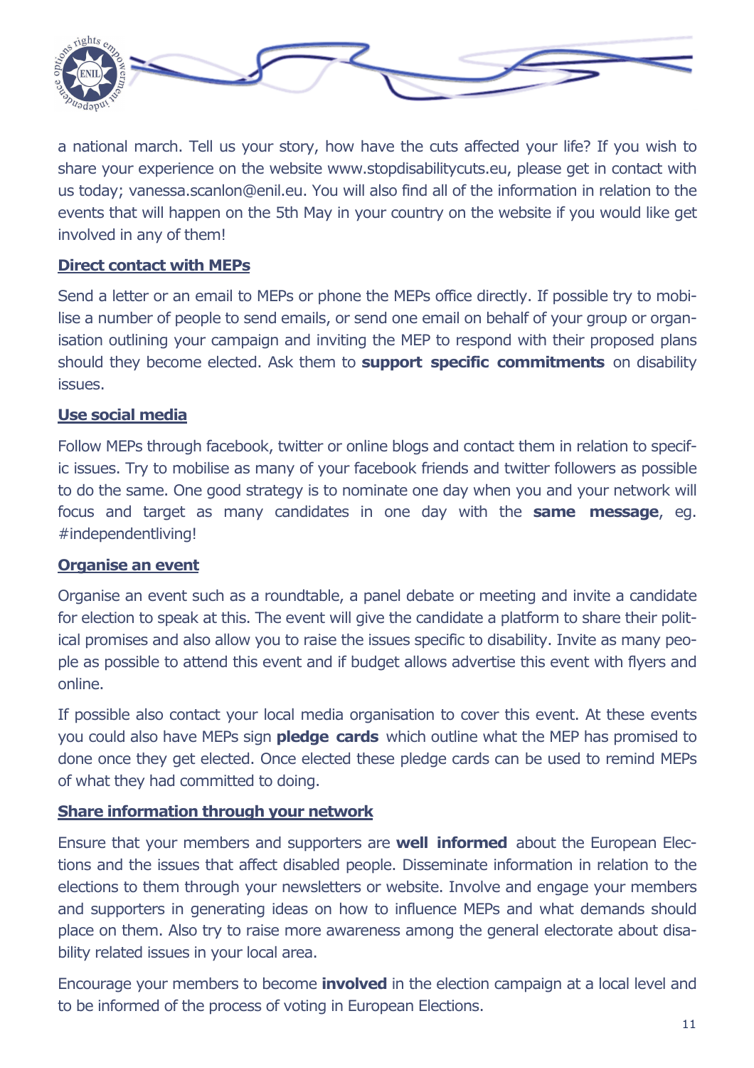a national march. Tell us your story, how have the cuts affected your life? If you wish to share your experience on the website www.stopdisabilitycuts.eu, please get in contact with us today; vanessa.scanlon@enil.eu. You will also find all of the information in relation to the events that will happen on the 5th May in your country on the website if you would like get involved in any of them!

**Direct contact with MEPs**

Send a letter or an email to MEPs or phone the MEPs office directly. If possible try to mobilise a number of people to send emails, or send one email on behalf of your group or organisation outlining your campaign and inviting the MEP to respond with their proposed plans should they become elected. Ask them to **support specific commitments** on disability issues.

**Use social media**

Follow MEPs through facebook, twitter or online blogs and contact them in relation to specific issues. Try to mobilise as many of your facebook friends and twitter followers as possible to do the same. One good strategy is to nominate one day when you and your network will focus and target as many candidates in one day with the **same message**, eg. #independentliving!

**Organise an event**

Organise an event such as a roundtable, a panel debate or meeting and invite a candidate for election to speak at this. The event will give the candidate a platform to share their political promises and also allow you to raise the issues specific to disability. Invite as many people as possible to attend this event and if budget allows advertise this event with flyers and online.

If possible also contact your local media organisation to cover this event. At these events you could also have MEPs sign **pledge cards** which outline what the MEP has promised to done once they get elected. Once elected these pledge cards can be used to remind MEPs of what they had committed to doing.

**Share information through your network**

Ensure that your members and supporters are **well informed** about the European Elections and the issues that affect disabled people. Disseminate information in relation to the elections to them through your newsletters or website. Involve and engage your members and supporters in generating ideas on how to influence MEPs and what demands should place on them. Also try to raise more awareness among the general electorate about disability related issues in your local area.

Encourage your members to become **involved** in the election campaign at a local level and to be informed of the process of voting in European Elections.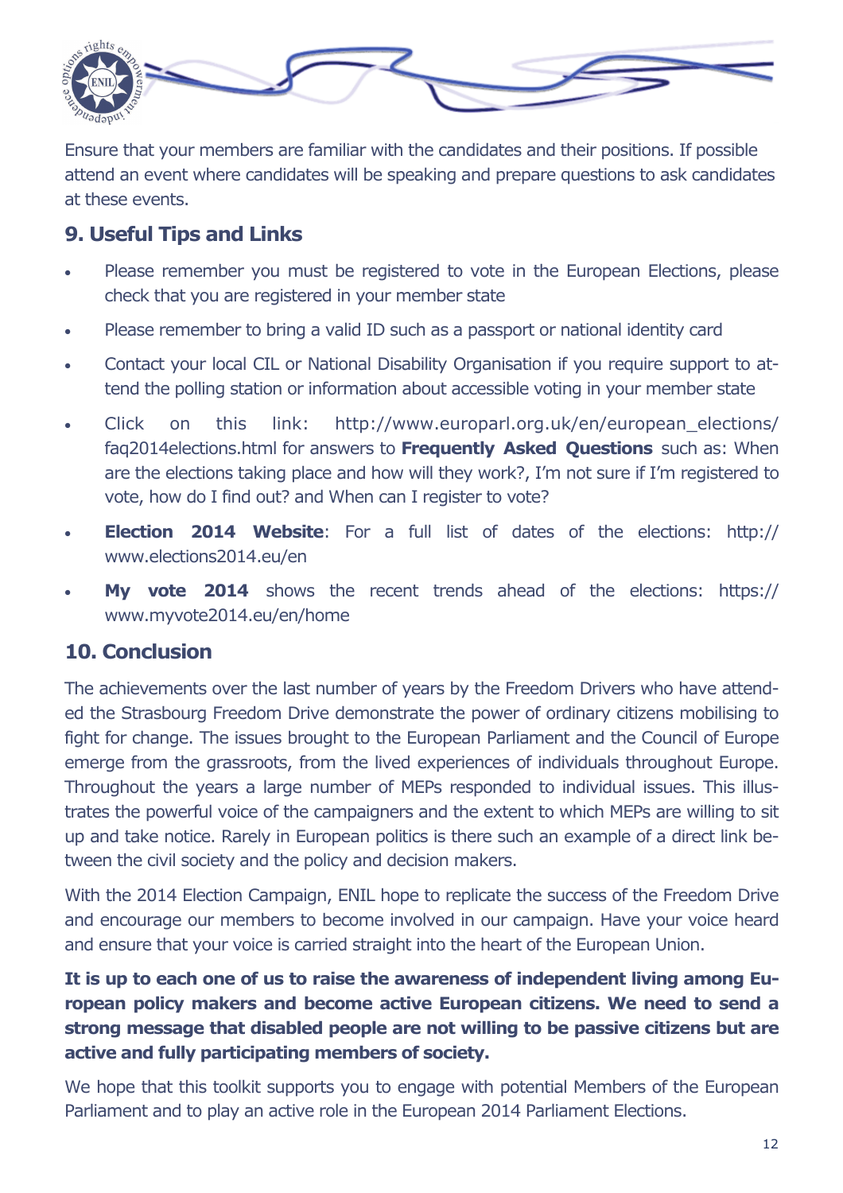Ensure that your members are familiar with the candidates and their positions. If possible attend an event where candidates will be speaking and prepare questions to ask candidates at these events.

## 9. Useful Tips and Links

- Please remember you must be registered to vote in the European Elections, please check that you are registered in your member state
- Please remember to bring a valid ID such as a passport or national identity card
- Contact your local CIL or National Disability Organisation if you require support to attend the polling station or information about accessible voting in your member state
- Click on this link: http://www.europarl.org.uk/en/european_elections/faq2014elections.html for answers to **Frequently Asked Questions** such as: When are the elections taking place and how will they work?, I'm not sure if I'm registered to vote, how do I find out? and When can I register to vote?
- **Election 2014 Website**: For a full list of dates of the elections: http://www.elections2014.eu/en
- **My vote 2014** shows the recent trends ahead of the elections: https://www.myvote2014.eu/en/home

## 10. Conclusion

The achievements over the last number of years by the Freedom Drivers who have attended the Strasbourg Freedom Drive demonstrate the power of ordinary citizens mobilising to fight for change. The issues brought to the European Parliament and the Council of Europe emerge from the grassroots, from the lived experiences of individuals throughout Europe. Throughout the years a large number of MEPs responded to individual issues. This illustrates the powerful voice of the campaigners and the extent to which MEPs are willing to sit up and take notice. Rarely in European politics is there such an example of a direct link between the civil society and the policy and decision makers.

With the 2014 Election Campaign, ENIL hope to replicate the success of the Freedom Drive and encourage our members to become involved in our campaign. Have your voice heard and ensure that your voice is carried straight into the heart of the European Union.

**It is up to each one of us to raise the awareness of independent living among European policy makers and become active European citizens. We need to send a strong message that disabled people are not willing to be passive citizens but are active and fully participating members of society.**

We hope that this toolkit supports you to engage with potential Members of the European Parliament and to play an active role in the European 2014 Parliament Elections.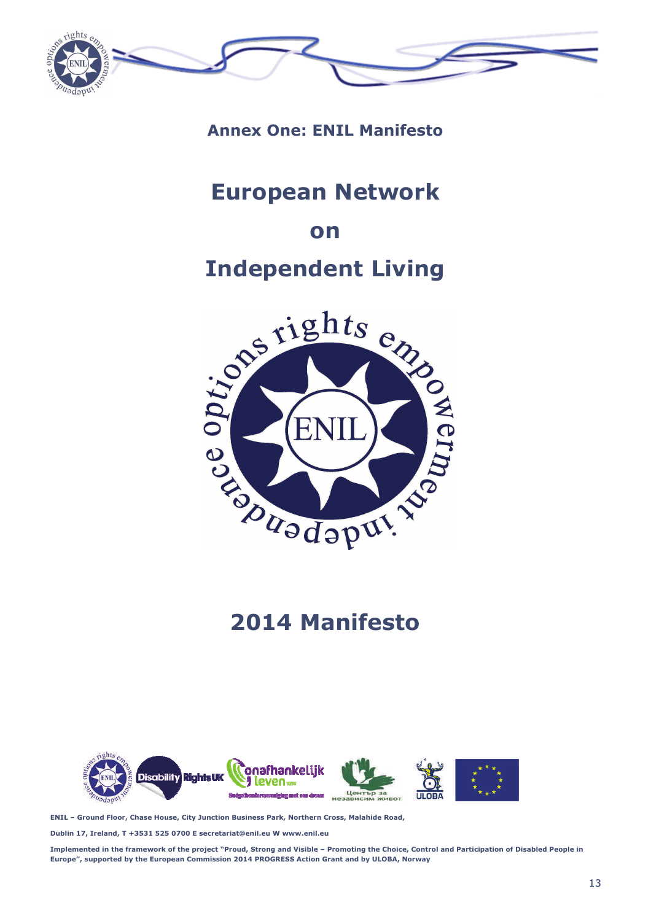**Annex One: ENIL Manifesto**

# European Network on Independent Living

# 2014 Manifesto

ENIL – Ground Floor, Chase House, City Junction Business Park, Northern Cross, Malahide Road, Dublin 17, Ireland, T +3531 525 0700 E secretariat@enil.eu W www.enil.eu

Implemented in the framework of the project "Proud, Strong and Visible – Promoting the Choice, Control and Participation of Disabled People in Europe", supported by the European Commission 2014 PROGRESS Action Grant and by ULOBA, Norway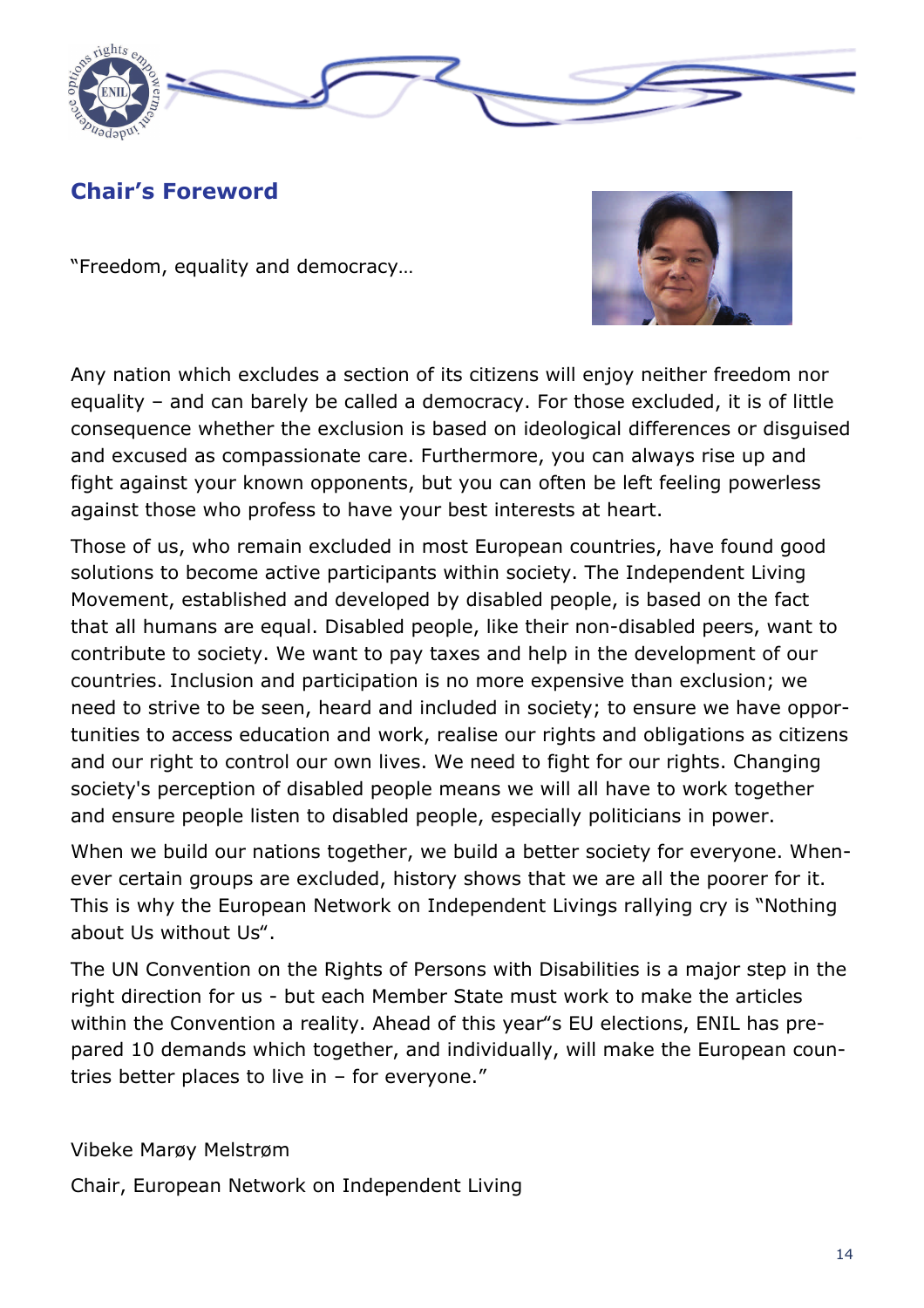## Chair's Foreword

"Freedom, equality and democracy…

Any nation which excludes a section of its citizens will enjoy neither freedom nor equality – and can barely be called a democracy. For those excluded, it is of little consequence whether the exclusion is based on ideological differences or disguised and excused as compassionate care. Furthermore, you can always rise up and fight against your known opponents, but you can often be left feeling powerless against those who profess to have your best interests at heart.

Those of us, who remain excluded in most European countries, have found good solutions to become active participants within society. The Independent Living Movement, established and developed by disabled people, is based on the fact that all humans are equal. Disabled people, like their non-disabled peers, want to contribute to society. We want to pay taxes and help in the development of our countries. Inclusion and participation is no more expensive than exclusion; we need to strive to be seen, heard and included in society; to ensure we have opportunities to access education and work, realise our rights and obligations as citizens and our right to control our own lives. We need to fight for our rights. Changing society's perception of disabled people means we will all have to work together and ensure people listen to disabled people, especially politicians in power.

When we build our nations together, we build a better society for everyone. Whenever certain groups are excluded, history shows that we are all the poorer for it. This is why the European Network on Independent Livings rallying cry is "Nothing about Us without Us".

The UN Convention on the Rights of Persons with Disabilities is a major step in the right direction for us - but each Member State must work to make the articles within the Convention a reality. Ahead of this year"s EU elections, ENIL has prepared 10 demands which together, and individually, will make the European countries better places to live in – for everyone."

Vibeke Marøy Melstrøm

Chair, European Network on Independent Living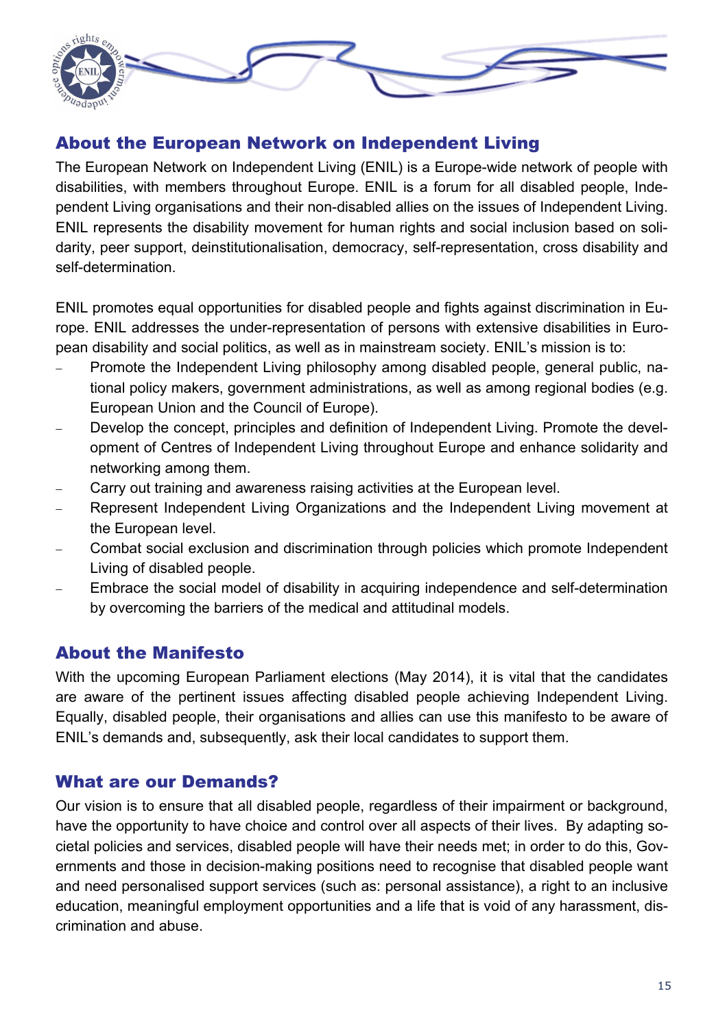## About the European Network on Independent Living

The European Network on Independent Living (ENIL) is a Europe-wide network of people with disabilities, with members throughout Europe. ENIL is a forum for all disabled people, Independent Living organisations and their non-disabled allies on the issues of Independent Living. ENIL represents the disability movement for human rights and social inclusion based on solidarity, peer support, deinstitutionalisation, democracy, self-representation, cross disability and self-determination.

ENIL promotes equal opportunities for disabled people and fights against discrimination in Europe. ENIL addresses the under-representation of persons with extensive disabilities in European disability and social politics, as well as in mainstream society. ENIL's mission is to:

- Promote the Independent Living philosophy among disabled people, general public, national policy makers, government administrations, as well as among regional bodies (e.g. European Union and the Council of Europe).
- Develop the concept, principles and definition of Independent Living. Promote the development of Centres of Independent Living throughout Europe and enhance solidarity and networking among them.
- Carry out training and awareness raising activities at the European level.
- Represent Independent Living Organizations and the Independent Living movement at the European level.
- Combat social exclusion and discrimination through policies which promote Independent Living of disabled people.
- Embrace the social model of disability in acquiring independence and self-determination by overcoming the barriers of the medical and attitudinal models.

## About the Manifesto

With the upcoming European Parliament elections (May 2014), it is vital that the candidates are aware of the pertinent issues affecting disabled people achieving Independent Living. Equally, disabled people, their organisations and allies can use this manifesto to be aware of ENIL's demands and, subsequently, ask their local candidates to support them.

## What are our Demands?

Our vision is to ensure that all disabled people, regardless of their impairment or background, have the opportunity to have choice and control over all aspects of their lives. By adapting societal policies and services, disabled people will have their needs met; in order to do this, Governments and those in decision-making positions need to recognise that disabled people want and need personalised support services (such as: personal assistance), a right to an inclusive education, meaningful employment opportunities and a life that is void of any harassment, discrimination and abuse.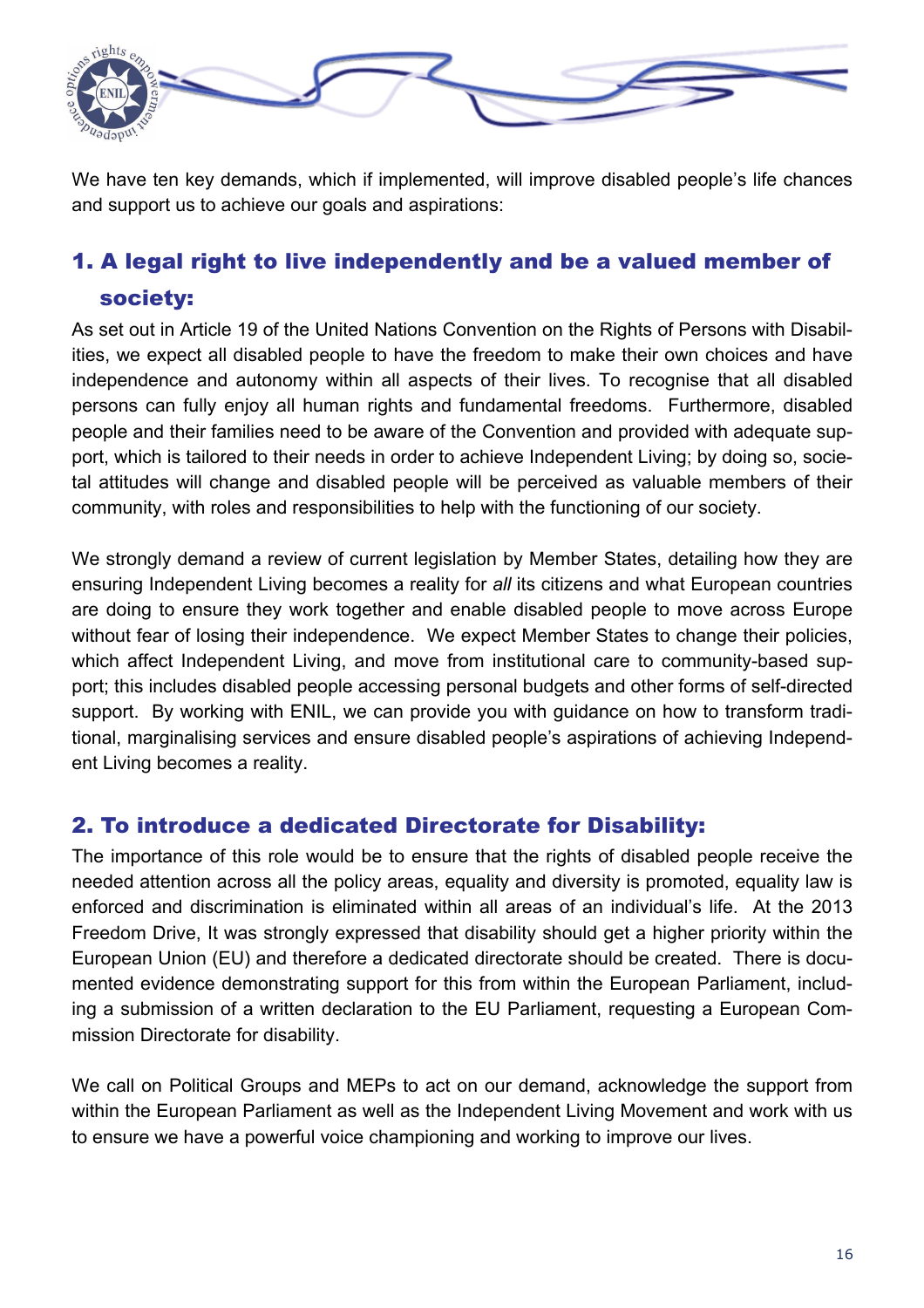We have ten key demands, which if implemented, will improve disabled people's life chances and support us to achieve our goals and aspirations:

## 1. A legal right to live independently and be a valued member of society:

As set out in Article 19 of the United Nations Convention on the Rights of Persons with Disabilities, we expect all disabled people to have the freedom to make their own choices and have independence and autonomy within all aspects of their lives. To recognise that all disabled persons can fully enjoy all human rights and fundamental freedoms. Furthermore, disabled people and their families need to be aware of the Convention and provided with adequate support, which is tailored to their needs in order to achieve Independent Living; by doing so, societal attitudes will change and disabled people will be perceived as valuable members of their community, with roles and responsibilities to help with the functioning of our society.

We strongly demand a review of current legislation by Member States, detailing how they are ensuring Independent Living becomes a reality for *all* its citizens and what European countries are doing to ensure they work together and enable disabled people to move across Europe without fear of losing their independence. We expect Member States to change their policies, which affect Independent Living, and move from institutional care to community-based support; this includes disabled people accessing personal budgets and other forms of self-directed support. By working with ENIL, we can provide you with guidance on how to transform traditional, marginalising services and ensure disabled people's aspirations of achieving Independent Living becomes a reality.

## 2. To introduce a dedicated Directorate for Disability:

The importance of this role would be to ensure that the rights of disabled people receive the needed attention across all the policy areas, equality and diversity is promoted, equality law is enforced and discrimination is eliminated within all areas of an individual's life. At the 2013 Freedom Drive, It was strongly expressed that disability should get a higher priority within the European Union (EU) and therefore a dedicated directorate should be created. There is documented evidence demonstrating support for this from within the European Parliament, including a submission of a written declaration to the EU Parliament, requesting a European Commission Directorate for disability.

We call on Political Groups and MEPs to act on our demand, acknowledge the support from within the European Parliament as well as the Independent Living Movement and work with us to ensure we have a powerful voice championing and working to improve our lives.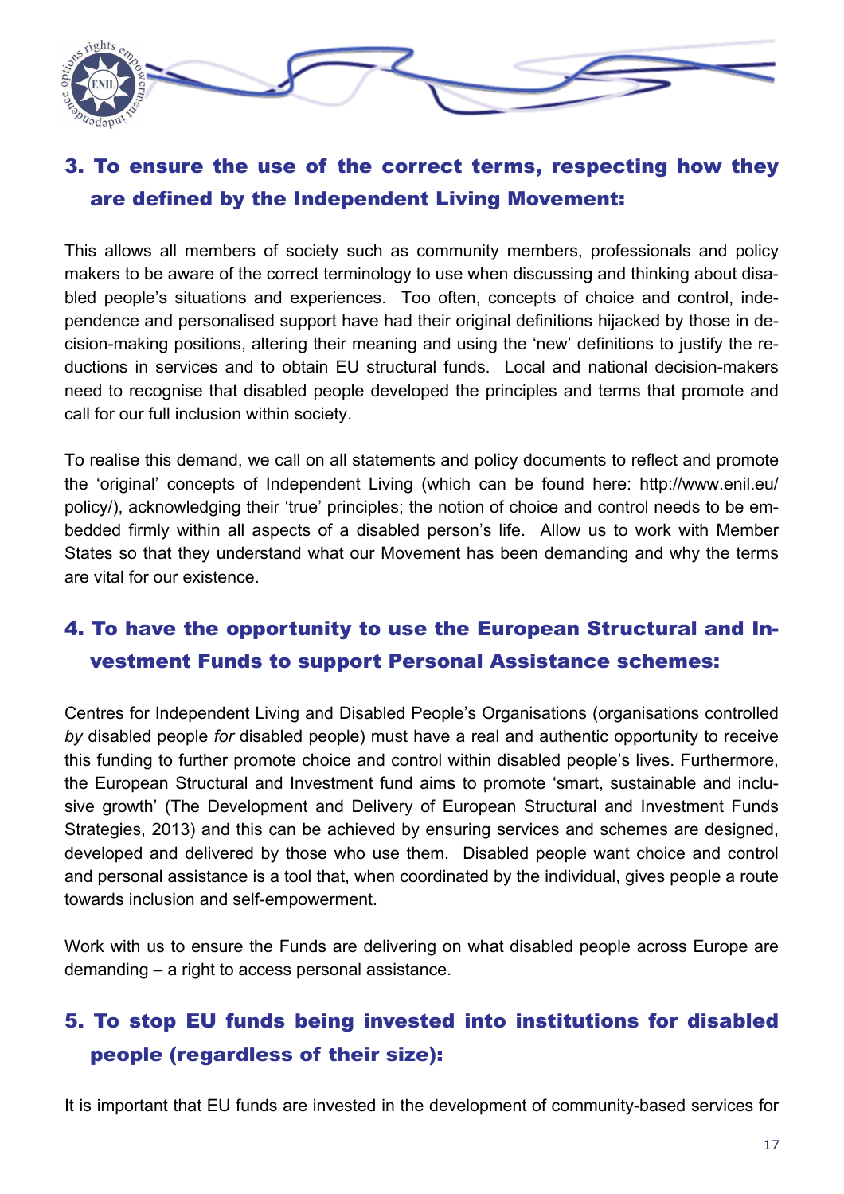## 3. To ensure the use of the correct terms, respecting how they are defined by the Independent Living Movement:

This allows all members of society such as community members, professionals and policy makers to be aware of the correct terminology to use when discussing and thinking about disabled people's situations and experiences. Too often, concepts of choice and control, independence and personalised support have had their original definitions hijacked by those in decision-making positions, altering their meaning and using the 'new' definitions to justify the reductions in services and to obtain EU structural funds. Local and national decision-makers need to recognise that disabled people developed the principles and terms that promote and call for our full inclusion within society.

To realise this demand, we call on all statements and policy documents to reflect and promote the 'original' concepts of Independent Living (which can be found here: http://www.enil.eu/policy/), acknowledging their 'true' principles; the notion of choice and control needs to be embedded firmly within all aspects of a disabled person's life. Allow us to work with Member States so that they understand what our Movement has been demanding and why the terms are vital for our existence.

## 4. To have the opportunity to use the European Structural and Investment Funds to support Personal Assistance schemes:

Centres for Independent Living and Disabled People's Organisations (organisations controlled *by* disabled people *for* disabled people) must have a real and authentic opportunity to receive this funding to further promote choice and control within disabled people's lives. Furthermore, the European Structural and Investment fund aims to promote 'smart, sustainable and inclusive growth' (The Development and Delivery of European Structural and Investment Funds Strategies, 2013) and this can be achieved by ensuring services and schemes are designed, developed and delivered by those who use them. Disabled people want choice and control and personal assistance is a tool that, when coordinated by the individual, gives people a route towards inclusion and self-empowerment.

Work with us to ensure the Funds are delivering on what disabled people across Europe are demanding – a right to access personal assistance.

## 5. To stop EU funds being invested into institutions for disabled people (regardless of their size):

It is important that EU funds are invested in the development of community-based services for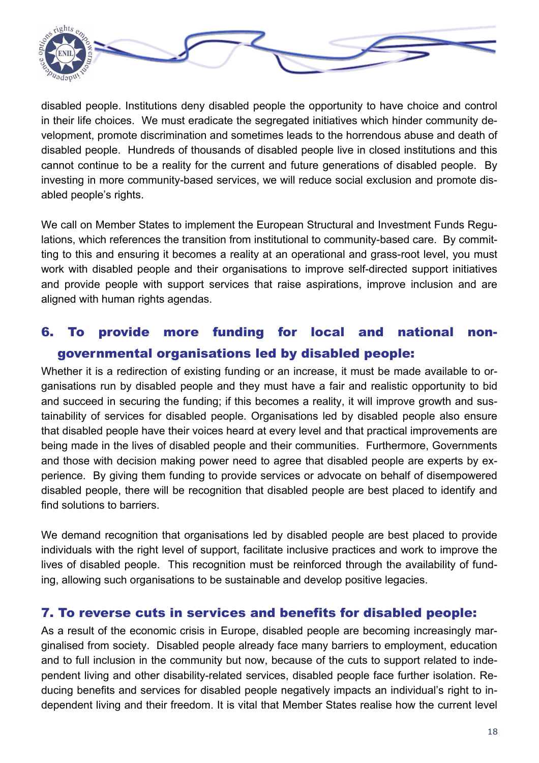disabled people. Institutions deny disabled people the opportunity to have choice and control in their life choices. We must eradicate the segregated initiatives which hinder community development, promote discrimination and sometimes leads to the horrendous abuse and death of disabled people. Hundreds of thousands of disabled people live in closed institutions and this cannot continue to be a reality for the current and future generations of disabled people. By investing in more community-based services, we will reduce social exclusion and promote disabled people's rights.

We call on Member States to implement the European Structural and Investment Funds Regulations, which references the transition from institutional to community-based care. By committing to this and ensuring it becomes a reality at an operational and grass-root level, you must work with disabled people and their organisations to improve self-directed support initiatives and provide people with support services that raise aspirations, improve inclusion and are aligned with human rights agendas.

## 6. To provide more funding for local and national non-governmental organisations led by disabled people:

Whether it is a redirection of existing funding or an increase, it must be made available to organisations run by disabled people and they must have a fair and realistic opportunity to bid and succeed in securing the funding; if this becomes a reality, it will improve growth and sustainability of services for disabled people. Organisations led by disabled people also ensure that disabled people have their voices heard at every level and that practical improvements are being made in the lives of disabled people and their communities. Furthermore, Governments and those with decision making power need to agree that disabled people are experts by experience. By giving them funding to provide services or advocate on behalf of disempowered disabled people, there will be recognition that disabled people are best placed to identify and find solutions to barriers.

We demand recognition that organisations led by disabled people are best placed to provide individuals with the right level of support, facilitate inclusive practices and work to improve the lives of disabled people. This recognition must be reinforced through the availability of funding, allowing such organisations to be sustainable and develop positive legacies.

## 7. To reverse cuts in services and benefits for disabled people:

As a result of the economic crisis in Europe, disabled people are becoming increasingly marginalised from society. Disabled people already face many barriers to employment, education and to full inclusion in the community but now, because of the cuts to support related to independent living and other disability-related services, disabled people face further isolation. Reducing benefits and services for disabled people negatively impacts an individual's right to independent living and their freedom. It is vital that Member States realise how the current level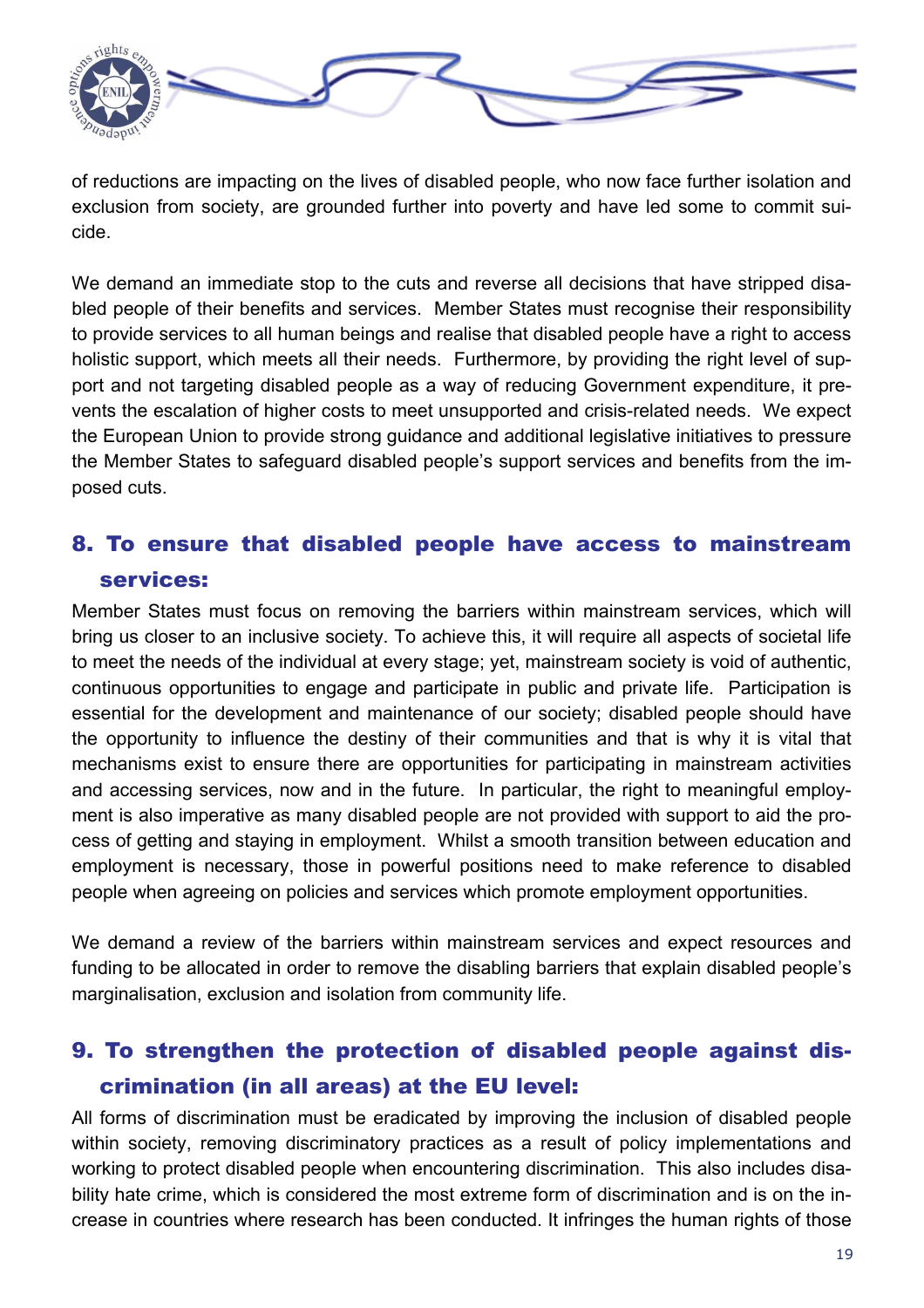of reductions are impacting on the lives of disabled people, who now face further isolation and exclusion from society, are grounded further into poverty and have led some to commit suicide.

We demand an immediate stop to the cuts and reverse all decisions that have stripped disabled people of their benefits and services. Member States must recognise their responsibility to provide services to all human beings and realise that disabled people have a right to access holistic support, which meets all their needs. Furthermore, by providing the right level of support and not targeting disabled people as a way of reducing Government expenditure, it prevents the escalation of higher costs to meet unsupported and crisis-related needs. We expect the European Union to provide strong guidance and additional legislative initiatives to pressure the Member States to safeguard disabled people's support services and benefits from the imposed cuts.

## 8. To ensure that disabled people have access to mainstream services:

Member States must focus on removing the barriers within mainstream services, which will bring us closer to an inclusive society. To achieve this, it will require all aspects of societal life to meet the needs of the individual at every stage; yet, mainstream society is void of authentic, continuous opportunities to engage and participate in public and private life. Participation is essential for the development and maintenance of our society; disabled people should have the opportunity to influence the destiny of their communities and that is why it is vital that mechanisms exist to ensure there are opportunities for participating in mainstream activities and accessing services, now and in the future. In particular, the right to meaningful employment is also imperative as many disabled people are not provided with support to aid the process of getting and staying in employment. Whilst a smooth transition between education and employment is necessary, those in powerful positions need to make reference to disabled people when agreeing on policies and services which promote employment opportunities.

We demand a review of the barriers within mainstream services and expect resources and funding to be allocated in order to remove the disabling barriers that explain disabled people's marginalisation, exclusion and isolation from community life.

## 9. To strengthen the protection of disabled people against discrimination (in all areas) at the EU level:

All forms of discrimination must be eradicated by improving the inclusion of disabled people within society, removing discriminatory practices as a result of policy implementations and working to protect disabled people when encountering discrimination. This also includes disability hate crime, which is considered the most extreme form of discrimination and is on the increase in countries where research has been conducted. It infringes the human rights of those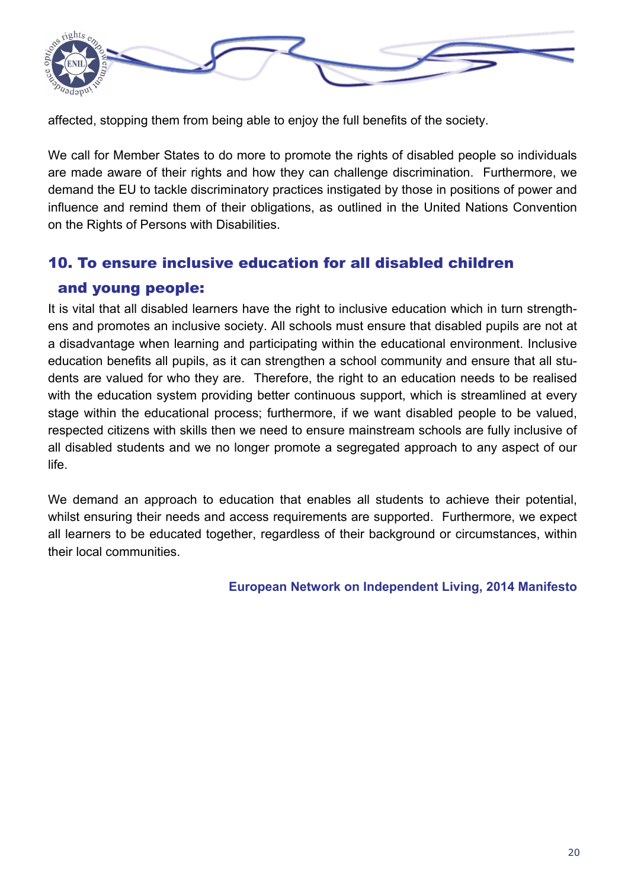affected, stopping them from being able to enjoy the full benefits of the society.

We call for Member States to do more to promote the rights of disabled people so individuals are made aware of their rights and how they can challenge discrimination. Furthermore, we demand the EU to tackle discriminatory practices instigated by those in positions of power and influence and remind them of their obligations, as outlined in the United Nations Convention on the Rights of Persons with Disabilities.

## 10. To ensure inclusive education for all disabled children and young people:

It is vital that all disabled learners have the right to inclusive education which in turn strengthens and promotes an inclusive society. All schools must ensure that disabled pupils are not at a disadvantage when learning and participating within the educational environment. Inclusive education benefits all pupils, as it can strengthen a school community and ensure that all students are valued for who they are. Therefore, the right to an education needs to be realised with the education system providing better continuous support, which is streamlined at every stage within the educational process; furthermore, if we want disabled people to be valued, respected citizens with skills then we need to ensure mainstream schools are fully inclusive of all disabled students and we no longer promote a segregated approach to any aspect of our life.

We demand an approach to education that enables all students to achieve their potential, whilst ensuring their needs and access requirements are supported. Furthermore, we expect all learners to be educated together, regardless of their background or circumstances, within their local communities.

**European Network on Independent Living, 2014 Manifesto**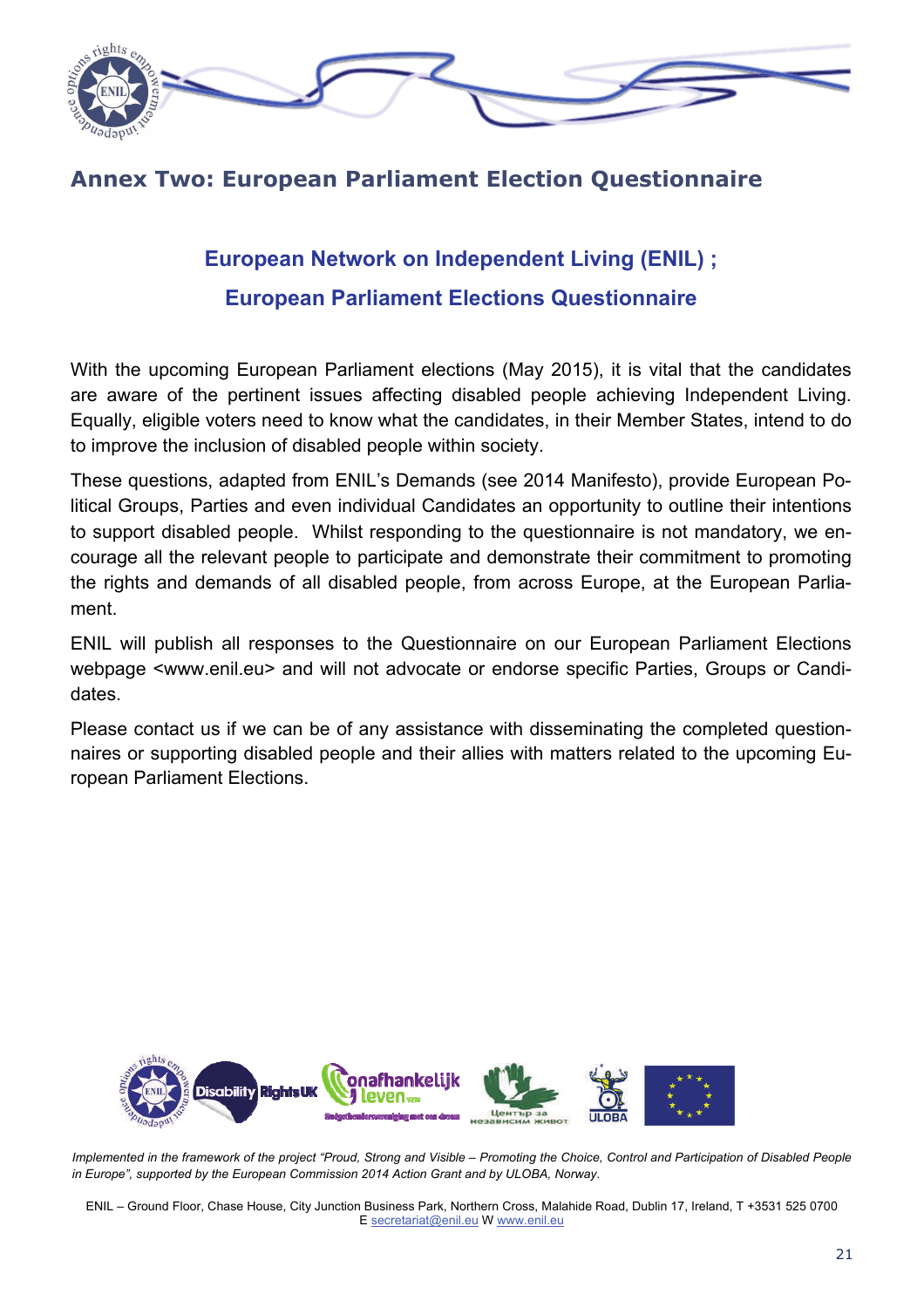# Annex Two: European Parliament Election Questionnaire

## European Network on Independent Living (ENIL) ;

## European Parliament Elections Questionnaire

With the upcoming European Parliament elections (May 2015), it is vital that the candidates are aware of the pertinent issues affecting disabled people achieving Independent Living. Equally, eligible voters need to know what the candidates, in their Member States, intend to do to improve the inclusion of disabled people within society.

These questions, adapted from ENIL's Demands (see 2014 Manifesto), provide European Political Groups, Parties and even individual Candidates an opportunity to outline their intentions to support disabled people. Whilst responding to the questionnaire is not mandatory, we encourage all the relevant people to participate and demonstrate their commitment to promoting the rights and demands of all disabled people, from across Europe, at the European Parliament.

ENIL will publish all responses to the Questionnaire on our European Parliament Elections webpage <www.enil.eu> and will not advocate or endorse specific Parties, Groups or Candidates.

Please contact us if we can be of any assistance with disseminating the completed questionnaires or supporting disabled people and their allies with matters related to the upcoming European Parliament Elections.

*Implemented in the framework of the project "Proud, Strong and Visible – Promoting the Choice, Control and Participation of Disabled People in Europe", supported by the European Commission 2014 Action Grant and by ULOBA, Norway.*

ENIL – Ground Floor, Chase House, City Junction Business Park, Northern Cross, Malahide Road, Dublin 17, Ireland, T +3531 525 0700
E secretariat@enil.eu W www.enil.eu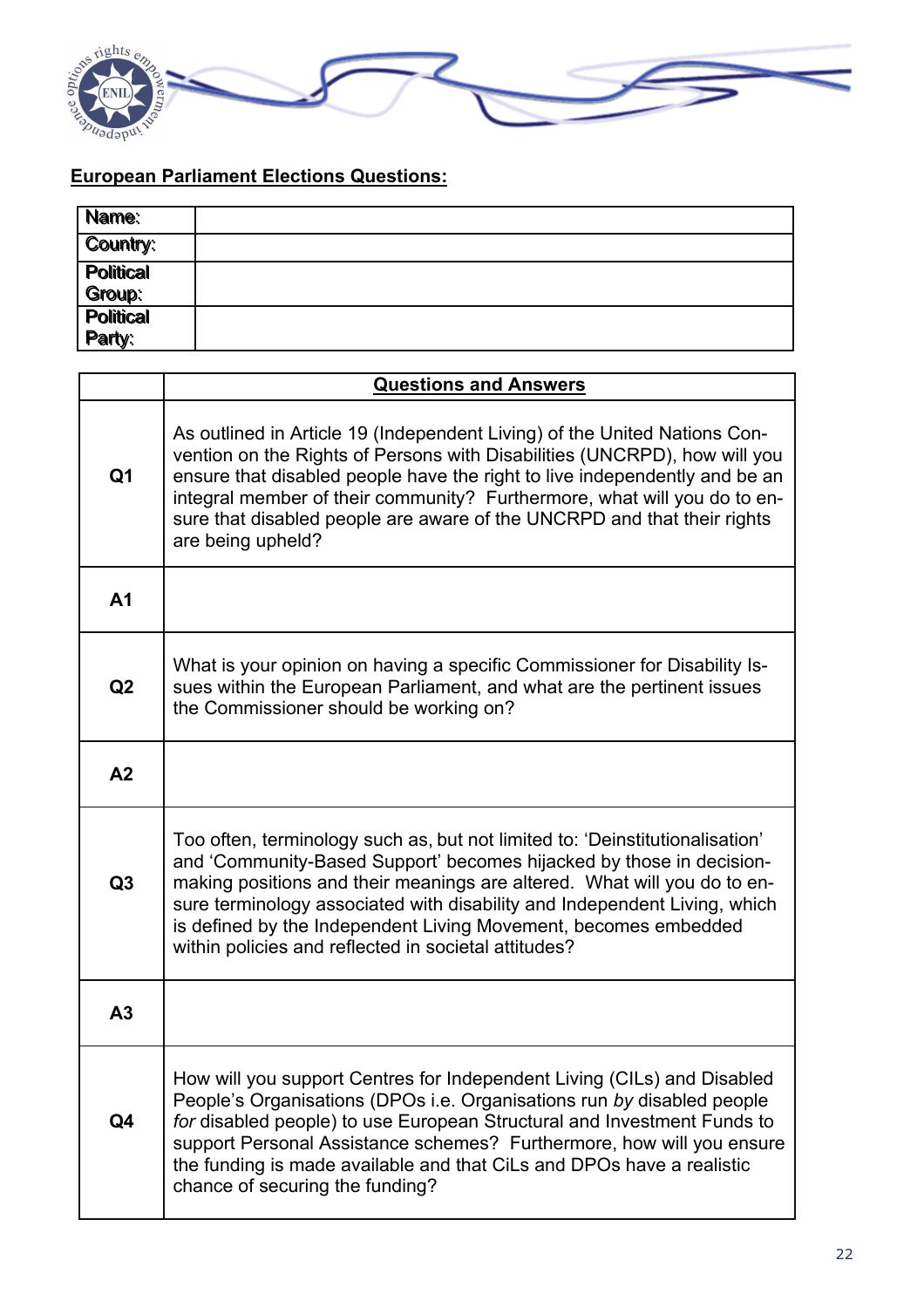**European Parliament Elections Questions:**

| **Name:** | |
|---|---|
| **Country:** | |
| **Political Group:** | |
| **Political Party:** | |

| | **Questions and Answers** |
|---|---|
| **Q1** | As outlined in Article 19 (Independent Living) of the United Nations Convention on the Rights of Persons with Disabilities (UNCRPD), how will you ensure that disabled people have the right to live independently and be an integral member of their community? Furthermore, what will you do to ensure that disabled people are aware of the UNCRPD and that their rights are being upheld? |
| **A1** | |
| **Q2** | What is your opinion on having a specific Commissioner for Disability Issues within the European Parliament, and what are the pertinent issues the Commissioner should be working on? |
| **A2** | |
| **Q3** | Too often, terminology such as, but not limited to: 'Deinstitutionalisation' and 'Community-Based Support' becomes hijacked by those in decision-making positions and their meanings are altered. What will you do to ensure terminology associated with disability and Independent Living, which is defined by the Independent Living Movement, becomes embedded within policies and reflected in societal attitudes? |
| **A3** | |
| **Q4** | How will you support Centres for Independent Living (CILs) and Disabled People's Organisations (DPOs i.e. Organisations run *by* disabled people *for* disabled people) to use European Structural and Investment Funds to support Personal Assistance schemes? Furthermore, how will you ensure the funding is made available and that CiLs and DPOs have a realistic chance of securing the funding? |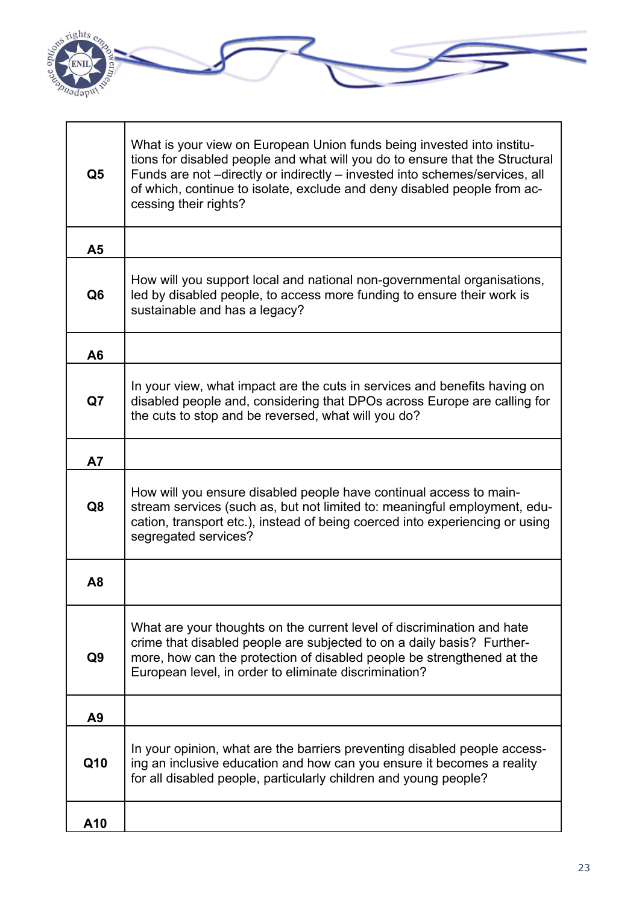| | |
|---|---|
| **Q5** | What is your view on European Union funds being invested into institutions for disabled people and what will you do to ensure that the Structural Funds are not –directly or indirectly – invested into schemes/services, all of which, continue to isolate, exclude and deny disabled people from accessing their rights? |
| **A5** | |
| **Q6** | How will you support local and national non-governmental organisations, led by disabled people, to access more funding to ensure their work is sustainable and has a legacy? |
| **A6** | |
| **Q7** | In your view, what impact are the cuts in services and benefits having on disabled people and, considering that DPOs across Europe are calling for the cuts to stop and be reversed, what will you do? |
| **A7** | |
| **Q8** | How will you ensure disabled people have continual access to mainstream services (such as, but not limited to: meaningful employment, education, transport etc.), instead of being coerced into experiencing or using segregated services? |
| **A8** | |
| **Q9** | What are your thoughts on the current level of discrimination and hate crime that disabled people are subjected to on a daily basis? Furthermore, how can the protection of disabled people be strengthened at the European level, in order to eliminate discrimination? |
| **A9** | |
| **Q10** | In your opinion, what are the barriers preventing disabled people accessing an inclusive education and how can you ensure it becomes a reality for all disabled people, particularly children and young people? |
| **A10** | |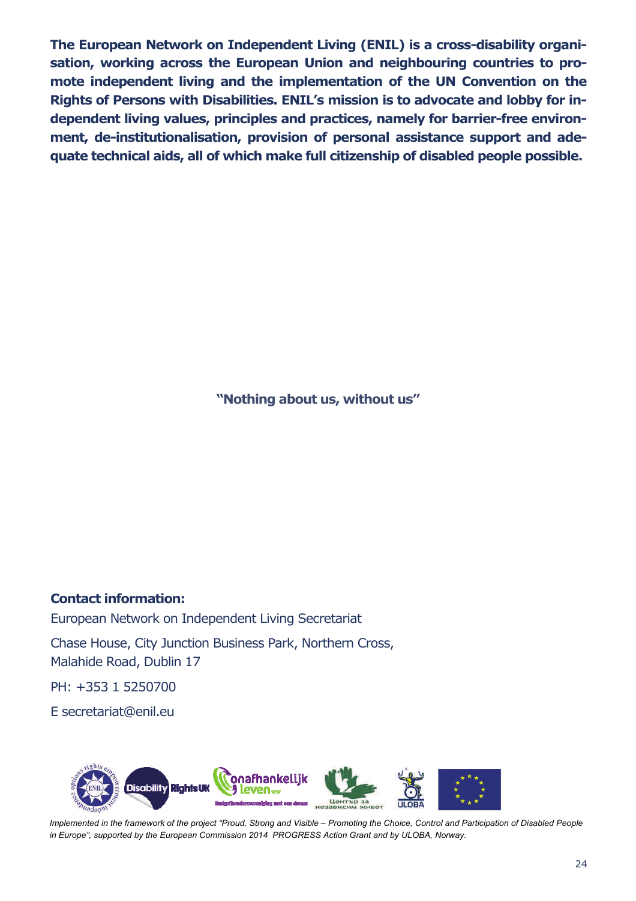**The European Network on Independent Living (ENIL) is a cross-disability organisation, working across the European Union and neighbouring countries to promote independent living and the implementation of the UN Convention on the Rights of Persons with Disabilities. ENIL's mission is to advocate and lobby for independent living values, principles and practices, namely for barrier-free environment, de-institutionalisation, provision of personal assistance support and adequate technical aids, all of which make full citizenship of disabled people possible.**

**"Nothing about us, without us"**

**Contact information:**

European Network on Independent Living Secretariat

Chase House, City Junction Business Park, Northern Cross,
Malahide Road, Dublin 17

PH: +353 1 5250700

E secretariat@enil.eu

*Implemented in the framework of the project "Proud, Strong and Visible – Promoting the Choice, Control and Participation of Disabled People in Europe", supported by the European Commission 2014 PROGRESS Action Grant and by ULOBA, Norway.*